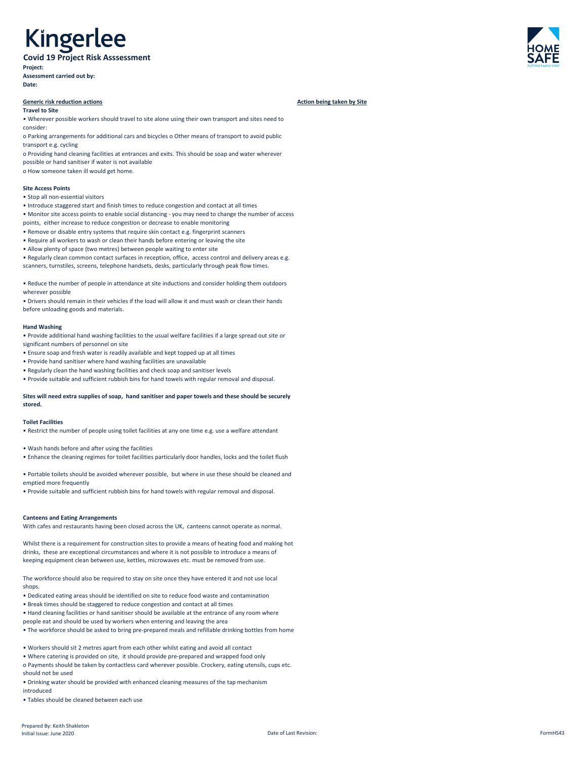# Kingerlee

## Covid 19 Project Risk Asssessment

**Project:**

**Assessment carried out by:**

**Date:**

**Generic risk reduction actions** | **Action being taken by Site**

**Travel to Site**

• Wherever possible workers should travel to site alone using their own transport and sites need to consider:

o Parking arrangements for additional cars and bicycles o Other means of transport to avoid public transport e.g. cycling

o Providing hand cleaning facilities at entrances and exits. This should be soap and water wherever possible or hand sanitiser if water is not available

o How someone taken ill would get home.

**Site Access Points**

• Stop all non-essential visitors

• Introduce staggered start and finish times to reduce congestion and contact at all times

• Monitor site access points to enable social distancing - you may need to change the number of access points, either increase to reduce congestion or decrease to enable monitoring

• Remove or disable entry systems that require skin contact e.g. fingerprint scanners

• Require all workers to wash or clean their hands before entering or leaving the site

• Allow plenty of space (two metres) between people waiting to enter site

• Regularly clean common contact surfaces in reception, office, access control and delivery areas e.g. scanners, turnstiles, screens, telephone handsets, desks, particularly through peak flow times.

• Reduce the number of people in attendance at site inductions and consider holding them outdoors wherever possible

• Drivers should remain in their vehicles if the load will allow it and must wash or clean their hands before unloading goods and materials.

**Hand Washing**

• Provide additional hand washing facilities to the usual welfare facilities if a large spread out site or significant numbers of personnel on site

• Ensure soap and fresh water is readily available and kept topped up at all times

• Provide hand sanitiser where hand washing facilities are unavailable

• Regularly clean the hand washing facilities and check soap and sanitiser levels

• Provide suitable and sufficient rubbish bins for hand towels with regular removal and disposal.

**Sites will need extra supplies of soap, hand sanitiser and paper towels and these should be securely stored.**

**Toilet Facilities**

• Restrict the number of people using toilet facilities at any one time e.g. use a welfare attendant

• Wash hands before and after using the facilities

• Enhance the cleaning regimes for toilet facilities particularly door handles, locks and the toilet flush

• Portable toilets should be avoided wherever possible, but where in use these should be cleaned and emptied more frequently

• Provide suitable and sufficient rubbish bins for hand towels with regular removal and disposal.

**Canteens and Eating Arrangements**

With cafes and restaurants having been closed across the UK, canteens cannot operate as normal.

Whilst there is a requirement for construction sites to provide a means of heating food and making hot drinks, these are exceptional circumstances and where it is not possible to introduce a means of keeping equipment clean between use, kettles, microwaves etc. must be removed from use.

The workforce should also be required to stay on site once they have entered it and not use local shops.

• Dedicated eating areas should be identified on site to reduce food waste and contamination

• Break times should be staggered to reduce congestion and contact at all times

• Hand cleaning facilities or hand sanitiser should be available at the entrance of any room where people eat and should be used by workers when entering and leaving the area

• The workforce should be asked to bring pre-prepared meals and refillable drinking bottles from home

• Workers should sit 2 metres apart from each other whilst eating and avoid all contact

• Where catering is provided on site, it should provide pre-prepared and wrapped food only

o Payments should be taken by contactless card wherever possible. Crockery, eating utensils, cups etc. should not be used

• Drinking water should be provided with enhanced cleaning measures of the tap mechanism introduced

• Tables should be cleaned between each use

Prepared By: Keith Shakleton
Initial Issue: June 2020 | Date of Last Revision: | FormHS43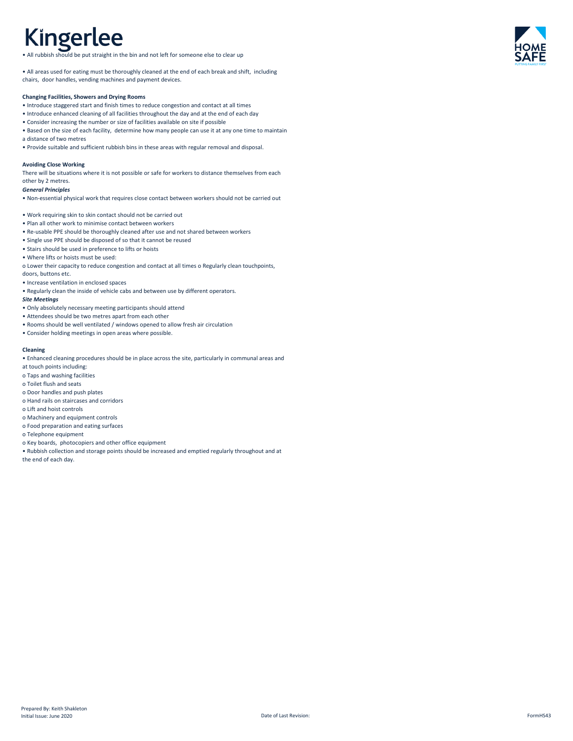• All rubbish should be put straight in the bin and not left for someone else to clear up

• All areas used for eating must be thoroughly cleaned at the end of each break and shift, including chairs, door handles, vending machines and payment devices.

**Changing Facilities, Showers and Drying Rooms**

• Introduce staggered start and finish times to reduce congestion and contact at all times
• Introduce enhanced cleaning of all facilities throughout the day and at the end of each day
• Consider increasing the number or size of facilities available on site if possible
• Based on the size of each facility, determine how many people can use it at any one time to maintain a distance of two metres
• Provide suitable and sufficient rubbish bins in these areas with regular removal and disposal.

**Avoiding Close Working**

There will be situations where it is not possible or safe for workers to distance themselves from each other by 2 metres.

***General Principles***

• Non-essential physical work that requires close contact between workers should not be carried out

• Work requiring skin to skin contact should not be carried out
• Plan all other work to minimise contact between workers
• Re-usable PPE should be thoroughly cleaned after use and not shared between workers
• Single use PPE should be disposed of so that it cannot be reused
• Stairs should be used in preference to lifts or hoists
• Where lifts or hoists must be used:
o Lower their capacity to reduce congestion and contact at all times o Regularly clean touchpoints, doors, buttons etc.
• Increase ventilation in enclosed spaces
• Regularly clean the inside of vehicle cabs and between use by different operators.

***Site Meetings***

• Only absolutely necessary meeting participants should attend
• Attendees should be two metres apart from each other
• Rooms should be well ventilated / windows opened to allow fresh air circulation
• Consider holding meetings in open areas where possible.

**Cleaning**

• Enhanced cleaning procedures should be in place across the site, particularly in communal areas and at touch points including:
o Taps and washing facilities
o Toilet flush and seats
o Door handles and push plates
o Hand rails on staircases and corridors
o Lift and hoist controls
o Machinery and equipment controls
o Food preparation and eating surfaces
o Telephone equipment
o Key boards, photocopiers and other office equipment
• Rubbish collection and storage points should be increased and emptied regularly throughout and at the end of each day.